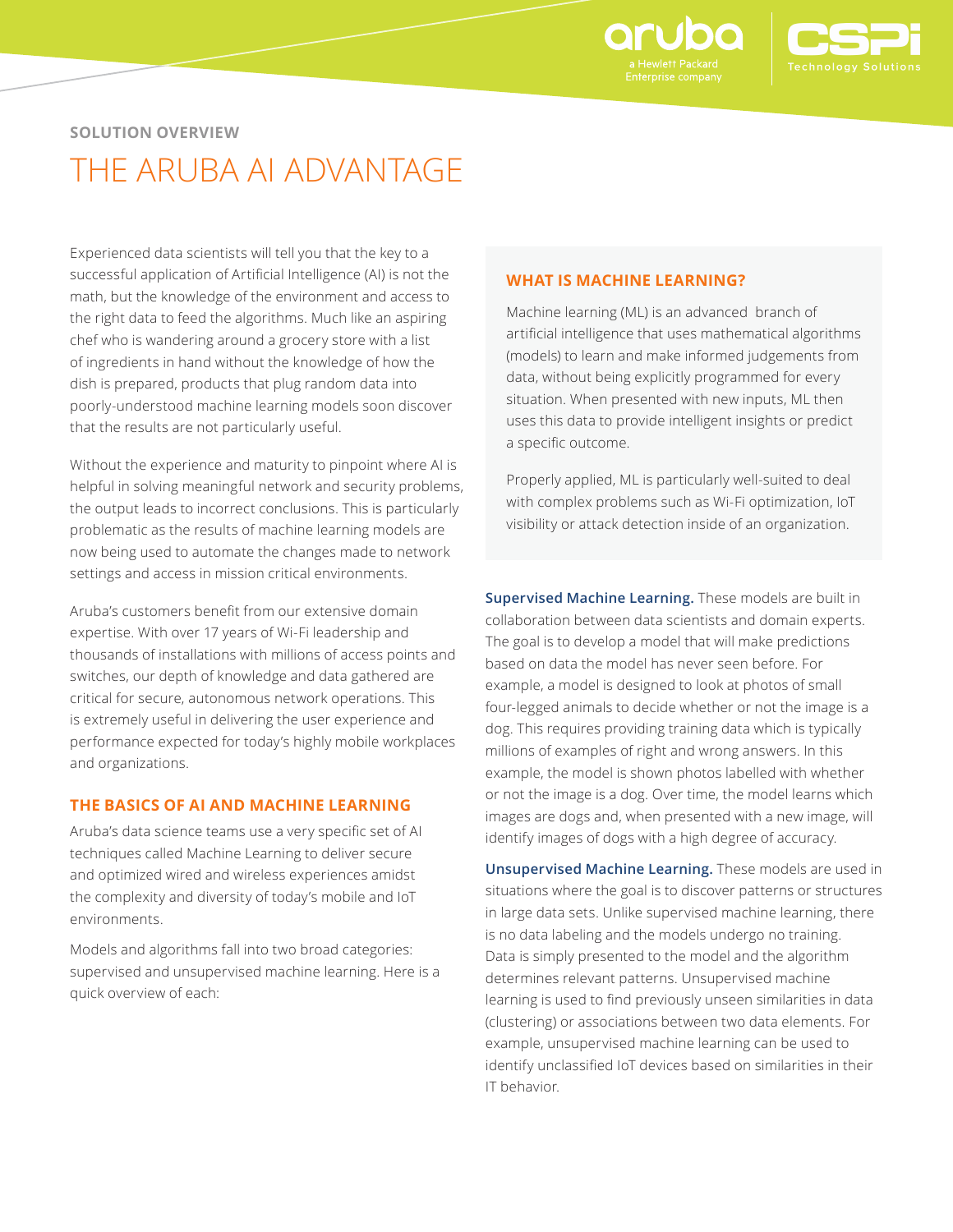SOLUTION OVERVIEW

# THE ARUBA AI ADVANTAGE

Experienced data scientists will tell you that the key to a successful application of Artificial Intelligence (AI) is not the math, but the knowledge of the environment and access to the right data to feed the algorithms. Much like an aspiring chef who is wandering around a grocery store with a list of ingredients in hand without the knowledge of how the dish is prepared, products that plug random data into poorly-understood machine learning models soon discover that the results are not particularly useful.

Without the experience and maturity to pinpoint where AI is helpful in solving meaningful network and security problems, the output leads to incorrect conclusions. This is particularly problematic as the results of machine learning models are now being used to automate the changes made to network settings and access in mission critical environments.

Aruba's customers benefit from our extensive domain expertise. With over 17 years of Wi-Fi leadership and thousands of installations with millions of access points and switches, our depth of knowledge and data gathered are critical for secure, autonomous network operations. This is extremely useful in delivering the user experience and performance expected for today's highly mobile workplaces and organizations.

## THE BASICS OF AI AND MACHINE LEARNING

Aruba's data science teams use a very specific set of AI techniques called Machine Learning to deliver secure and optimized wired and wireless experiences amidst the complexity and diversity of today's mobile and IoT environments.

Models and algorithms fall into two broad categories: supervised and unsupervised machine learning. Here is a quick overview of each:

### WHAT IS MACHINE LEARNING?

Machine learning (ML) is an advanced branch of artificial intelligence that uses mathematical algorithms (models) to learn and make informed judgements from data, without being explicitly programmed for every situation. When presented with new inputs, ML then uses this data to provide intelligent insights or predict a specific outcome.

Properly applied, ML is particularly well-suited to deal with complex problems such as Wi-Fi optimization, IoT visibility or attack detection inside of an organization.

**Supervised Machine Learning.** These models are built in collaboration between data scientists and domain experts. The goal is to develop a model that will make predictions based on data the model has never seen before. For example, a model is designed to look at photos of small four-legged animals to decide whether or not the image is a dog. This requires providing training data which is typically millions of examples of right and wrong answers. In this example, the model is shown photos labelled with whether or not the image is a dog. Over time, the model learns which images are dogs and, when presented with a new image, will identify images of dogs with a high degree of accuracy.

**Unsupervised Machine Learning.** These models are used in situations where the goal is to discover patterns or structures in large data sets. Unlike supervised machine learning, there is no data labeling and the models undergo no training. Data is simply presented to the model and the algorithm determines relevant patterns. Unsupervised machine learning is used to find previously unseen similarities in data (clustering) or associations between two data elements. For example, unsupervised machine learning can be used to identify unclassified IoT devices based on similarities in their IT behavior.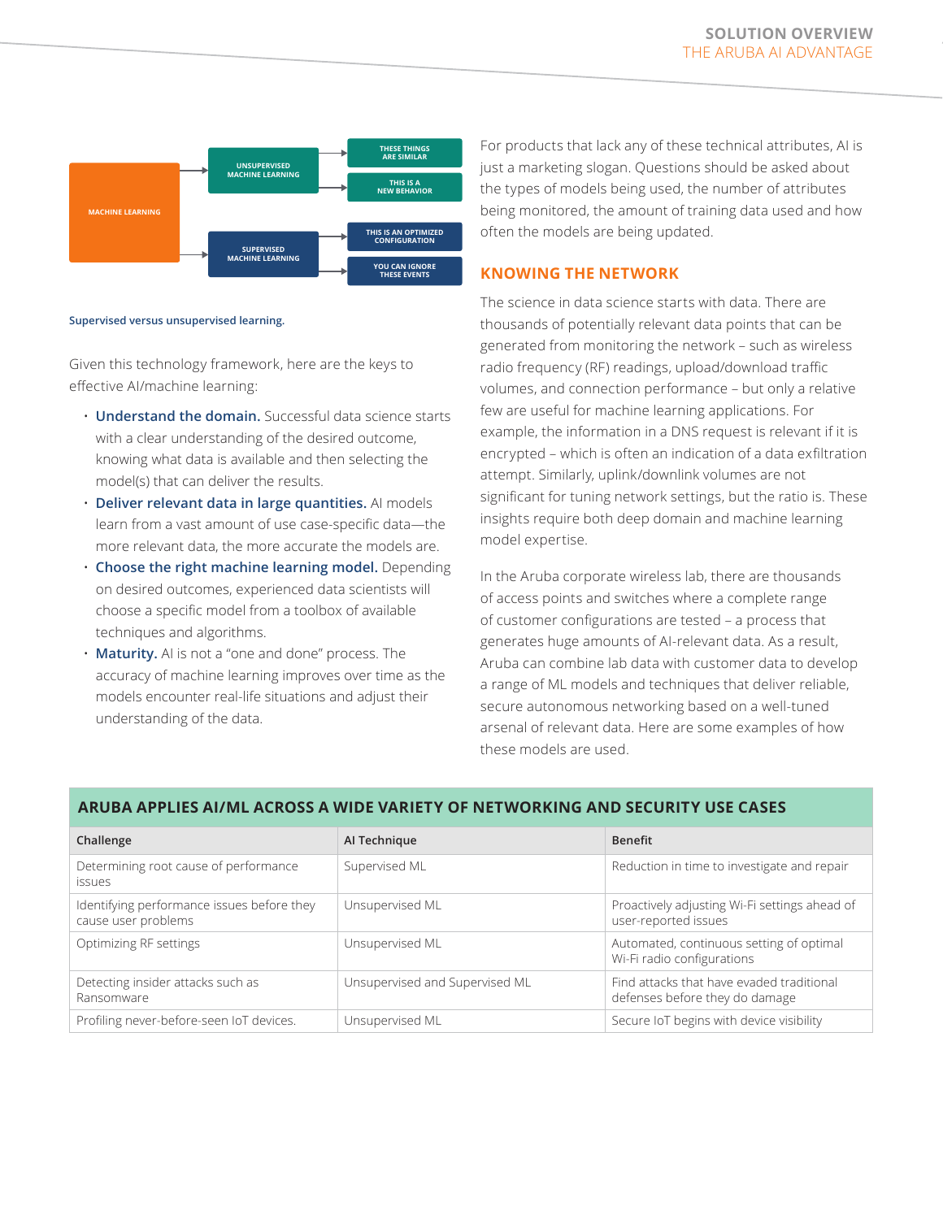MACHINE LEARNING

UNSUPERVISED MACHINE LEARNING

- THESE THINGS ARE SIMILAR
- THIS IS A NEW BEHAVIOR

SUPERVISED MACHINE LEARNING

- THIS IS AN OPTIMIZED CONFIGURATION
- YOU CAN IGNORE THESE EVENTS

Supervised versus unsupervised learning.

Given this technology framework, here are the keys to effective AI/machine learning:

- **Understand the domain.** Successful data science starts with a clear understanding of the desired outcome, knowing what data is available and then selecting the model(s) that can deliver the results.
- **Deliver relevant data in large quantities.** AI models learn from a vast amount of use case-specific data—the more relevant data, the more accurate the models are.
- **Choose the right machine learning model.** Depending on desired outcomes, experienced data scientists will choose a specific model from a toolbox of available techniques and algorithms.
- **Maturity.** AI is not a "one and done" process. The accuracy of machine learning improves over time as the models encounter real-life situations and adjust their understanding of the data.

For products that lack any of these technical attributes, AI is just a marketing slogan. Questions should be asked about the types of models being used, the number of attributes being monitored, the amount of training data used and how often the models are being updated.

## KNOWING THE NETWORK

The science in data science starts with data. There are thousands of potentially relevant data points that can be generated from monitoring the network – such as wireless radio frequency (RF) readings, upload/download traffic volumes, and connection performance – but only a relative few are useful for machine learning applications. For example, the information in a DNS request is relevant if it is encrypted – which is often an indication of a data exfiltration attempt. Similarly, uplink/downlink volumes are not significant for tuning network settings, but the ratio is. These insights require both deep domain and machine learning model expertise.

In the Aruba corporate wireless lab, there are thousands of access points and switches where a complete range of customer configurations are tested – a process that generates huge amounts of AI-relevant data. As a result, Aruba can combine lab data with customer data to develop a range of ML models and techniques that deliver reliable, secure autonomous networking based on a well-tuned arsenal of relevant data. Here are some examples of how these models are used.

### ARUBA APPLIES AI/ML ACROSS A WIDE VARIETY OF NETWORKING AND SECURITY USE CASES

| Challenge | AI Technique | Benefit |
|---|---|---|
| Determining root cause of performance issues | Supervised ML | Reduction in time to investigate and repair |
| Identifying performance issues before they cause user problems | Unsupervised ML | Proactively adjusting Wi-Fi settings ahead of user-reported issues |
| Optimizing RF settings | Unsupervised ML | Automated, continuous setting of optimal Wi-Fi radio configurations |
| Detecting insider attacks such as Ransomware | Unsupervised and Supervised ML | Find attacks that have evaded traditional defenses before they do damage |
| Profiling never-before-seen IoT devices. | Unsupervised ML | Secure IoT begins with device visibility |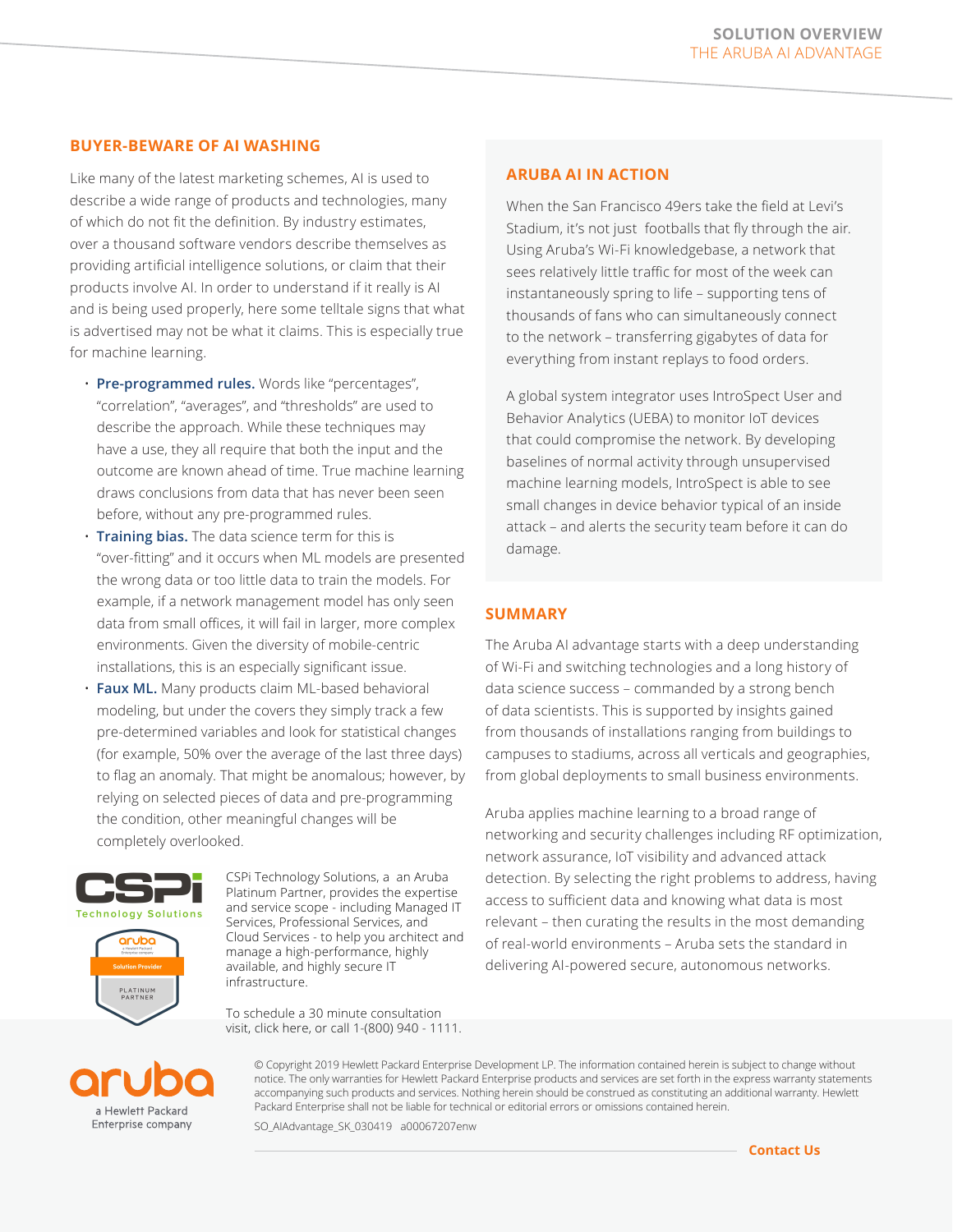## BUYER-BEWARE OF AI WASHING

Like many of the latest marketing schemes, AI is used to describe a wide range of products and technologies, many of which do not fit the definition. By industry estimates, over a thousand software vendors describe themselves as providing artificial intelligence solutions, or claim that their products involve AI. In order to understand if it really is AI and is being used properly, here some telltale signs that what is advertised may not be what it claims. This is especially true for machine learning.

- **Pre-programmed rules.** Words like "percentages", "correlation", "averages", and "thresholds" are used to describe the approach. While these techniques may have a use, they all require that both the input and the outcome are known ahead of time. True machine learning draws conclusions from data that has never been seen before, without any pre-programmed rules.
- **Training bias.** The data science term for this is "over-fitting" and it occurs when ML models are presented the wrong data or too little data to train the models. For example, if a network management model has only seen data from small offices, it will fail in larger, more complex environments. Given the diversity of mobile-centric installations, this is an especially significant issue.
- **Faux ML.** Many products claim ML-based behavioral modeling, but under the covers they simply track a few pre-determined variables and look for statistical changes (for example, 50% over the average of the last three days) to flag an anomaly. That might be anomalous; however, by relying on selected pieces of data and pre-programming the condition, other meaningful changes will be completely overlooked.

CSPi Technology Solutions, a an Aruba Platinum Partner, provides the expertise and service scope - including Managed IT Services, Professional Services, and Cloud Services - to help you architect and manage a high-performance, highly available, and highly secure IT infrastructure.

To schedule a 30 minute consultation visit, click here, or call 1-(800) 940 - 1111.

## ARUBA AI IN ACTION

When the San Francisco 49ers take the field at Levi's Stadium, it's not just footballs that fly through the air. Using Aruba's Wi-Fi knowledgebase, a network that sees relatively little traffic for most of the week can instantaneously spring to life – supporting tens of thousands of fans who can simultaneously connect to the network – transferring gigabytes of data for everything from instant replays to food orders.

A global system integrator uses IntroSpect User and Behavior Analytics (UEBA) to monitor IoT devices that could compromise the network. By developing baselines of normal activity through unsupervised machine learning models, IntroSpect is able to see small changes in device behavior typical of an inside attack – and alerts the security team before it can do damage.

## SUMMARY

The Aruba AI advantage starts with a deep understanding of Wi-Fi and switching technologies and a long history of data science success – commanded by a strong bench of data scientists. This is supported by insights gained from thousands of installations ranging from buildings to campuses to stadiums, across all verticals and geographies, from global deployments to small business environments.

Aruba applies machine learning to a broad range of networking and security challenges including RF optimization, network assurance, IoT visibility and advanced attack detection. By selecting the right problems to address, having access to sufficient data and knowing what data is most relevant – then curating the results in the most demanding of real-world environments – Aruba sets the standard in delivering AI-powered secure, autonomous networks.

© Copyright 2019 Hewlett Packard Enterprise Development LP. The information contained herein is subject to change without notice. The only warranties for Hewlett Packard Enterprise products and services are set forth in the express warranty statements accompanying such products and services. Nothing herein should be construed as constituting an additional warranty. Hewlett Packard Enterprise shall not be liable for technical or editorial errors or omissions contained herein.

SO_AIAdvantage_SK_030419 a00067207enw

**Contact Us**